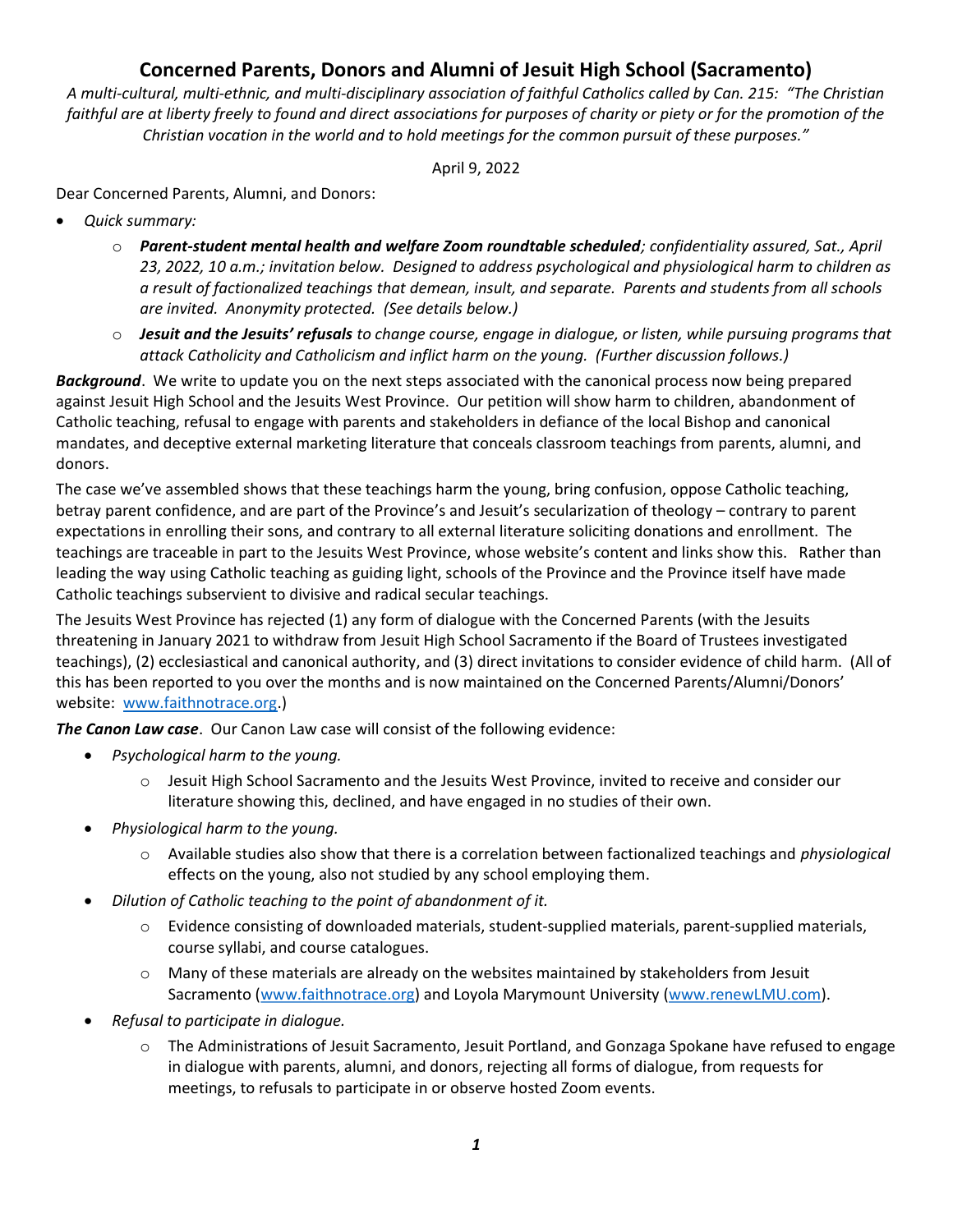# Concerned Parents, Donors and Alumni of Jesuit High School (Sacramento)

*A multi-cultural, multi-ethnic, and multi-disciplinary association of faithful Catholics called by Can. 215: "The Christian faithful are at liberty freely to found and direct associations for purposes of charity or piety or for the promotion of the Christian vocation in the world and to hold meetings for the common pursuit of these purposes."*

April 9, 2022

Dear Concerned Parents, Alumni, and Donors:

- *Quick summary:*
  - ***Parent-student mental health and welfare Zoom roundtable scheduled****; confidentiality assured, Sat., April 23, 2022, 10 a.m.; invitation below. Designed to address psychological and physiological harm to children as a result of factionalized teachings that demean, insult, and separate. Parents and students from all schools are invited. Anonymity protected. (See details below.)*
  - ***Jesuit and the Jesuits' refusals*** *to change course, engage in dialogue, or listen, while pursuing programs that attack Catholicity and Catholicism and inflict harm on the young. (Further discussion follows.)*

***Background***. We write to update you on the next steps associated with the canonical process now being prepared against Jesuit High School and the Jesuits West Province. Our petition will show harm to children, abandonment of Catholic teaching, refusal to engage with parents and stakeholders in defiance of the local Bishop and canonical mandates, and deceptive external marketing literature that conceals classroom teachings from parents, alumni, and donors.

The case we've assembled shows that these teachings harm the young, bring confusion, oppose Catholic teaching, betray parent confidence, and are part of the Province's and Jesuit's secularization of theology – contrary to parent expectations in enrolling their sons, and contrary to all external literature soliciting donations and enrollment. The teachings are traceable in part to the Jesuits West Province, whose website's content and links show this. Rather than leading the way using Catholic teaching as guiding light, schools of the Province and the Province itself have made Catholic teachings subservient to divisive and radical secular teachings.

The Jesuits West Province has rejected (1) any form of dialogue with the Concerned Parents (with the Jesuits threatening in January 2021 to withdraw from Jesuit High School Sacramento if the Board of Trustees investigated teachings), (2) ecclesiastical and canonical authority, and (3) direct invitations to consider evidence of child harm. (All of this has been reported to you over the months and is now maintained on the Concerned Parents/Alumni/Donors' website: www.faithnotrace.org.)

***The Canon Law case***. Our Canon Law case will consist of the following evidence:

- *Psychological harm to the young.*
  - Jesuit High School Sacramento and the Jesuits West Province, invited to receive and consider our literature showing this, declined, and have engaged in no studies of their own.
- *Physiological harm to the young.*
  - Available studies also show that there is a correlation between factionalized teachings and *physiological* effects on the young, also not studied by any school employing them.
- *Dilution of Catholic teaching to the point of abandonment of it.*
  - Evidence consisting of downloaded materials, student-supplied materials, parent-supplied materials, course syllabi, and course catalogues.
  - Many of these materials are already on the websites maintained by stakeholders from Jesuit Sacramento (www.faithnotrace.org) and Loyola Marymount University (www.renewLMU.com).
- *Refusal to participate in dialogue.*
  - The Administrations of Jesuit Sacramento, Jesuit Portland, and Gonzaga Spokane have refused to engage in dialogue with parents, alumni, and donors, rejecting all forms of dialogue, from requests for meetings, to refusals to participate in or observe hosted Zoom events.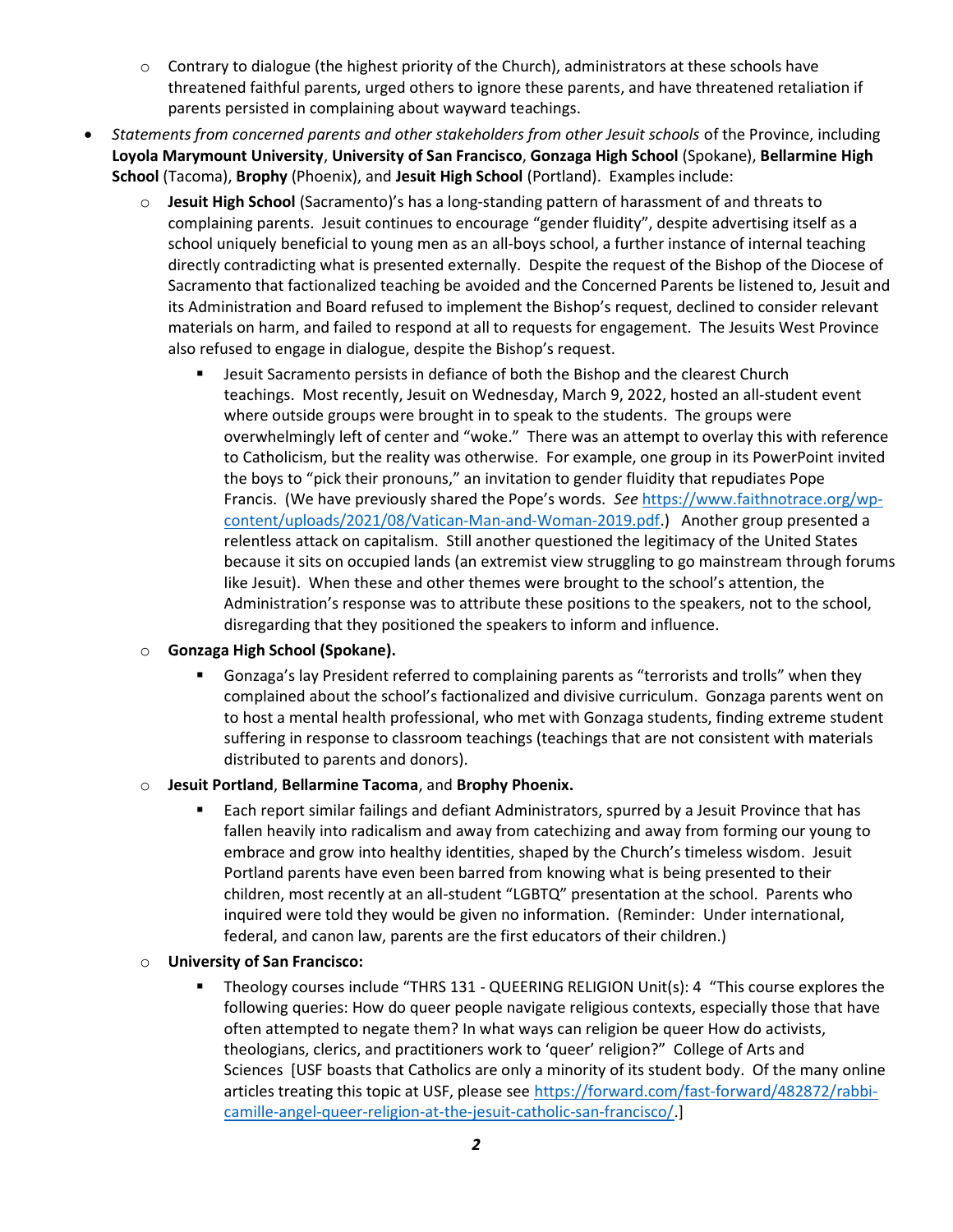- Contrary to dialogue (the highest priority of the Church), administrators at these schools have threatened faithful parents, urged others to ignore these parents, and have threatened retaliation if parents persisted in complaining about wayward teachings.

- *Statements from concerned parents and other stakeholders from other Jesuit schools* of the Province, including **Loyola Marymount University**, **University of San Francisco**, **Gonzaga High School** (Spokane), **Bellarmine High School** (Tacoma), **Brophy** (Phoenix), and **Jesuit High School** (Portland). Examples include:
  - **Jesuit High School** (Sacramento)'s has a long-standing pattern of harassment of and threats to complaining parents. Jesuit continues to encourage "gender fluidity", despite advertising itself as a school uniquely beneficial to young men as an all-boys school, a further instance of internal teaching directly contradicting what is presented externally. Despite the request of the Bishop of the Diocese of Sacramento that factionalized teaching be avoided and the Concerned Parents be listened to, Jesuit and its Administration and Board refused to implement the Bishop's request, declined to consider relevant materials on harm, and failed to respond at all to requests for engagement. The Jesuits West Province also refused to engage in dialogue, despite the Bishop's request.
    - Jesuit Sacramento persists in defiance of both the Bishop and the clearest Church teachings. Most recently, Jesuit on Wednesday, March 9, 2022, hosted an all-student event where outside groups were brought in to speak to the students. The groups were overwhelmingly left of center and "woke." There was an attempt to overlay this with reference to Catholicism, but the reality was otherwise. For example, one group in its PowerPoint invited the boys to "pick their pronouns," an invitation to gender fluidity that repudiates Pope Francis. (We have previously shared the Pope's words. *See* https://www.faithnotrace.org/wp-content/uploads/2021/08/Vatican-Man-and-Woman-2019.pdf.) Another group presented a relentless attack on capitalism. Still another questioned the legitimacy of the United States because it sits on occupied lands (an extremist view struggling to go mainstream through forums like Jesuit). When these and other themes were brought to the school's attention, the Administration's response was to attribute these positions to the speakers, not to the school, disregarding that they positioned the speakers to inform and influence.
  - **Gonzaga High School (Spokane).**
    - Gonzaga's lay President referred to complaining parents as "terrorists and trolls" when they complained about the school's factionalized and divisive curriculum. Gonzaga parents went on to host a mental health professional, who met with Gonzaga students, finding extreme student suffering in response to classroom teachings (teachings that are not consistent with materials distributed to parents and donors).
  - **Jesuit Portland**, **Bellarmine Tacoma**, and **Brophy Phoenix.**
    - Each report similar failings and defiant Administrators, spurred by a Jesuit Province that has fallen heavily into radicalism and away from catechizing and away from forming our young to embrace and grow into healthy identities, shaped by the Church's timeless wisdom. Jesuit Portland parents have even been barred from knowing what is being presented to their children, most recently at an all-student "LGBTQ" presentation at the school. Parents who inquired were told they would be given no information. (Reminder: Under international, federal, and canon law, parents are the first educators of their children.)
  - **University of San Francisco:**
    - Theology courses include "THRS 131 - QUEERING RELIGION Unit(s): 4 "This course explores the following queries: How do queer people navigate religious contexts, especially those that have often attempted to negate them? In what ways can religion be queer How do activists, theologians, clerics, and practitioners work to 'queer' religion?" College of Arts and Sciences [USF boasts that Catholics are only a minority of its student body. Of the many online articles treating this topic at USF, please see https://forward.com/fast-forward/482872/rabbi-camille-angel-queer-religion-at-the-jesuit-catholic-san-francisco/.]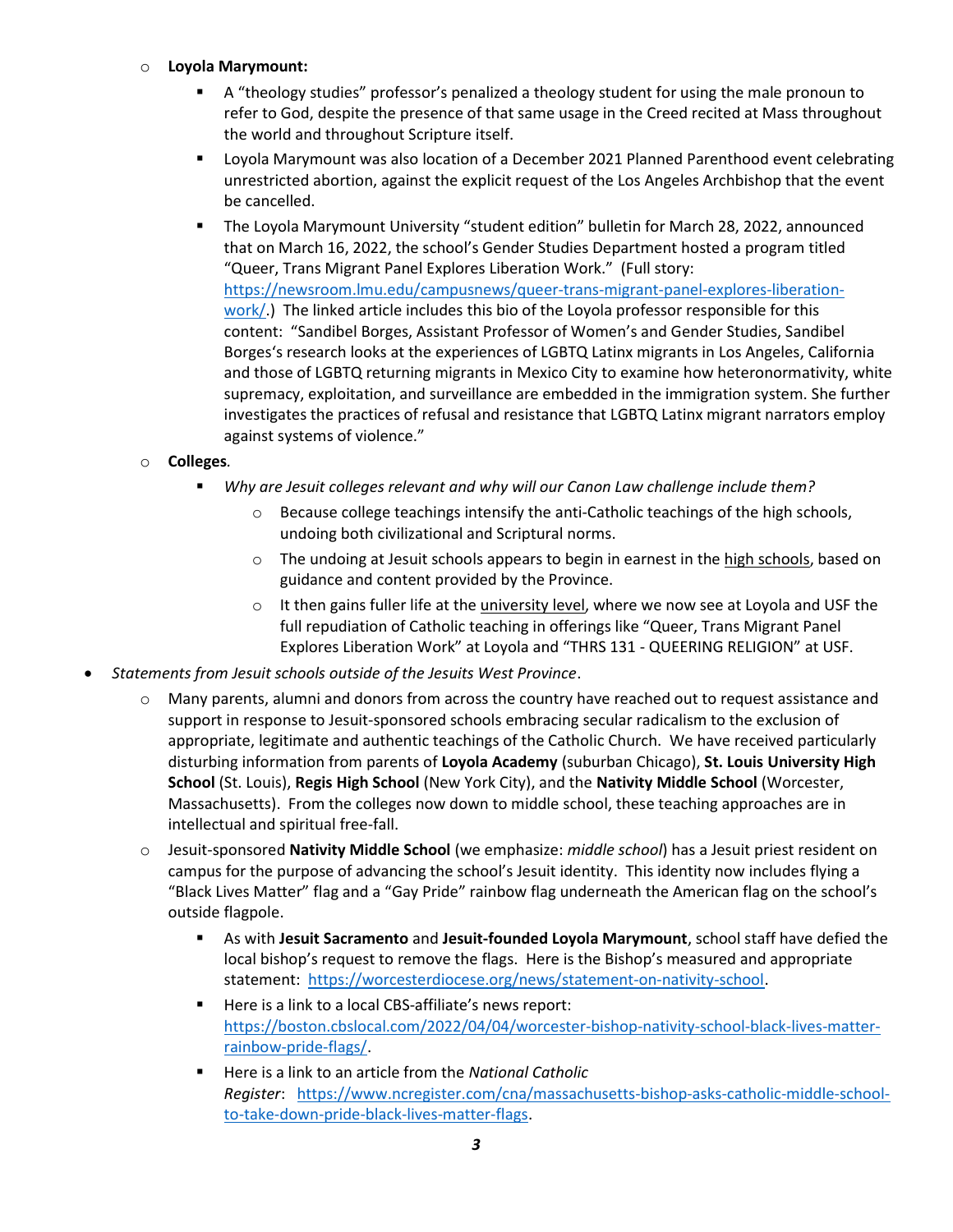- **Loyola Marymount:**
  - A "theology studies" professor's penalized a theology student for using the male pronoun to refer to God, despite the presence of that same usage in the Creed recited at Mass throughout the world and throughout Scripture itself.
  - Loyola Marymount was also location of a December 2021 Planned Parenthood event celebrating unrestricted abortion, against the explicit request of the Los Angeles Archbishop that the event be cancelled.
  - The Loyola Marymount University "student edition" bulletin for March 28, 2022, announced that on March 16, 2022, the school's Gender Studies Department hosted a program titled "Queer, Trans Migrant Panel Explores Liberation Work." (Full story: [https://newsroom.lmu.edu/campusnews/queer-trans-migrant-panel-explores-liberation-work/](https://newsroom.lmu.edu/campusnews/queer-trans-migrant-panel-explores-liberation-work/).) The linked article includes this bio of the Loyola professor responsible for this content: "Sandibel Borges, Assistant Professor of Women's and Gender Studies, Sandibel Borges's research looks at the experiences of LGBTQ Latinx migrants in Los Angeles, California and those of LGBTQ returning migrants in Mexico City to examine how heteronormativity, white supremacy, exploitation, and surveillance are embedded in the immigration system. She further investigates the practices of refusal and resistance that LGBTQ Latinx migrant narrators employ against systems of violence."
- **Colleges**.
  - *Why are Jesuit colleges relevant and why will our Canon Law challenge include them?*
    - Because college teachings intensify the anti-Catholic teachings of the high schools, undoing both civilizational and Scriptural norms.
    - The undoing at Jesuit schools appears to begin in earnest in the <u>high schools</u>, based on guidance and content provided by the Province.
    - It then gains fuller life at the <u>university level</u>, where we now see at Loyola and USF the full repudiation of Catholic teaching in offerings like "Queer, Trans Migrant Panel Explores Liberation Work" at Loyola and "THRS 131 - QUEERING RELIGION" at USF.

* *Statements from Jesuit schools outside of the Jesuits West Province*.
  - Many parents, alumni and donors from across the country have reached out to request assistance and support in response to Jesuit-sponsored schools embracing secular radicalism to the exclusion of appropriate, legitimate and authentic teachings of the Catholic Church. We have received particularly disturbing information from parents of **Loyola Academy** (suburban Chicago), **St. Louis University High School** (St. Louis), **Regis High School** (New York City), and the **Nativity Middle School** (Worcester, Massachusetts). From the colleges now down to middle school, these teaching approaches are in intellectual and spiritual free-fall.
  - Jesuit-sponsored **Nativity Middle School** (we emphasize: *middle school*) has a Jesuit priest resident on campus for the purpose of advancing the school's Jesuit identity. This identity now includes flying a "Black Lives Matter" flag and a "Gay Pride" rainbow flag underneath the American flag on the school's outside flagpole.
    - As with **Jesuit Sacramento** and **Jesuit-founded Loyola Marymount**, school staff have defied the local bishop's request to remove the flags. Here is the Bishop's measured and appropriate statement: [https://worcesterdiocese.org/news/statement-on-nativity-school](https://worcesterdiocese.org/news/statement-on-nativity-school).
    - Here is a link to a local CBS-affiliate's news report: [https://boston.cbslocal.com/2022/04/04/worcester-bishop-nativity-school-black-lives-matter-rainbow-pride-flags/](https://boston.cbslocal.com/2022/04/04/worcester-bishop-nativity-school-black-lives-matter-rainbow-pride-flags/).
    - Here is a link to an article from the *National Catholic Register*: [https://www.ncregister.com/cna/massachusetts-bishop-asks-catholic-middle-school-to-take-down-pride-black-lives-matter-flags](https://www.ncregister.com/cna/massachusetts-bishop-asks-catholic-middle-school-to-take-down-pride-black-lives-matter-flags).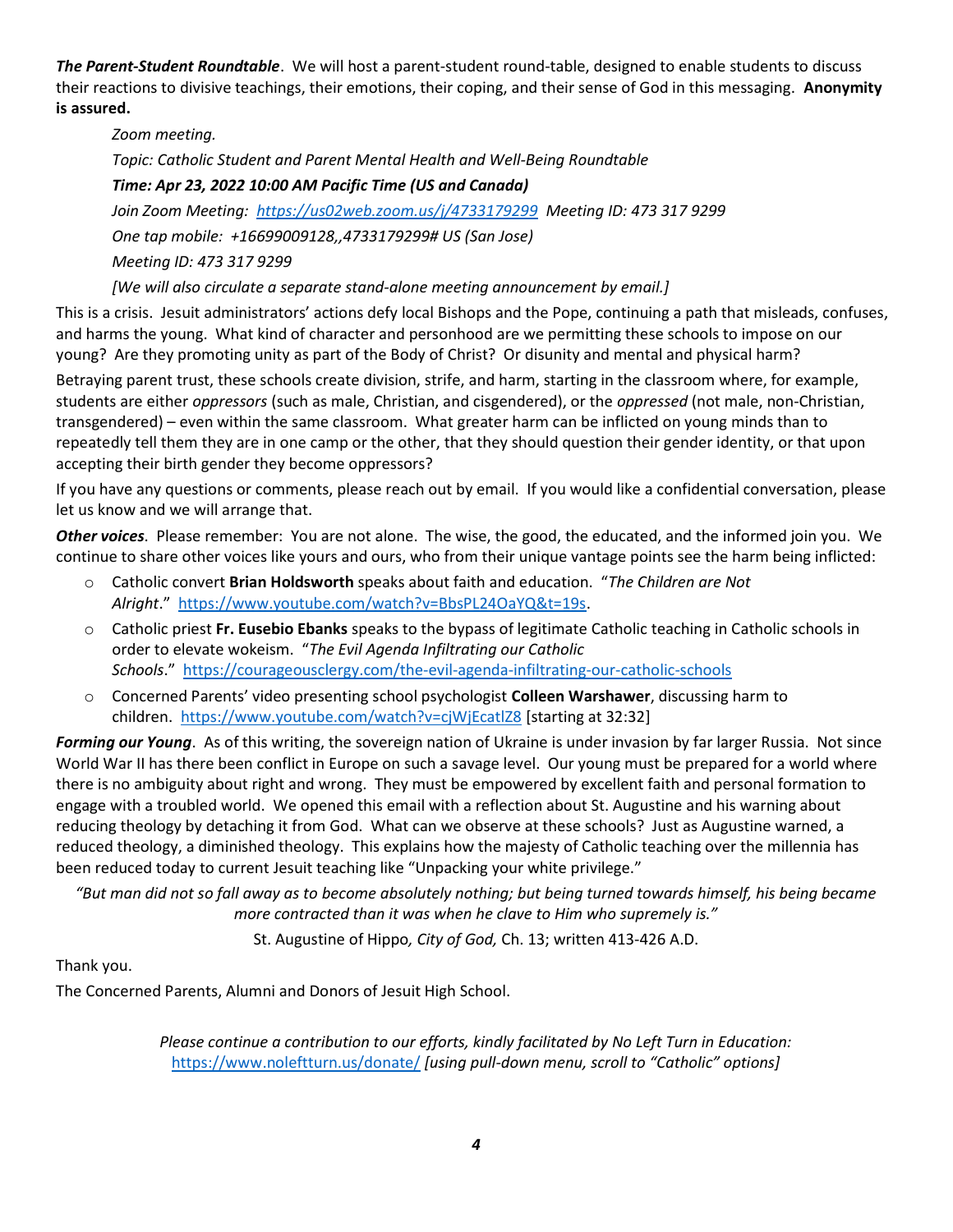***The Parent-Student Roundtable***. We will host a parent-student round-table, designed to enable students to discuss their reactions to divisive teachings, their emotions, their coping, and their sense of God in this messaging. **Anonymity is assured.**

> *Zoom meeting.*
>
> *Topic: Catholic Student and Parent Mental Health and Well-Being Roundtable*
>
> ***Time: Apr 23, 2022 10:00 AM Pacific Time (US and Canada)***
>
> *Join Zoom Meeting: [https://us02web.zoom.us/j/4733179299](https://us02web.zoom.us/j/4733179299) Meeting ID: 473 317 9299*
>
> *One tap mobile: +16699009128,,4733179299# US (San Jose)*
>
> *Meeting ID: 473 317 9299*
>
> *[We will also circulate a separate stand-alone meeting announcement by email.]*

This is a crisis. Jesuit administrators' actions defy local Bishops and the Pope, continuing a path that misleads, confuses, and harms the young. What kind of character and personhood are we permitting these schools to impose on our young? Are they promoting unity as part of the Body of Christ? Or disunity and mental and physical harm?

Betraying parent trust, these schools create division, strife, and harm, starting in the classroom where, for example, students are either *oppressors* (such as male, Christian, and cisgendered), or the *oppressed* (not male, non-Christian, transgendered) – even within the same classroom. What greater harm can be inflicted on young minds than to repeatedly tell them they are in one camp or the other, that they should question their gender identity, or that upon accepting their birth gender they become oppressors?

If you have any questions or comments, please reach out by email. If you would like a confidential conversation, please let us know and we will arrange that.

***Other voices***. Please remember: You are not alone. The wise, the good, the educated, and the informed join you. We continue to share other voices like yours and ours, who from their unique vantage points see the harm being inflicted:

- Catholic convert **Brian Holdsworth** speaks about faith and education. "*The Children are Not Alright*." [https://www.youtube.com/watch?v=BbsPL24OaYQ&t=19s](https://www.youtube.com/watch?v=BbsPL24OaYQ&t=19s).
- Catholic priest **Fr. Eusebio Ebanks** speaks to the bypass of legitimate Catholic teaching in Catholic schools in order to elevate wokeism. "*The Evil Agenda Infiltrating our Catholic Schools*." [https://courageousclergy.com/the-evil-agenda-infiltrating-our-catholic-schools](https://courageousclergy.com/the-evil-agenda-infiltrating-our-catholic-schools)
- Concerned Parents' video presenting school psychologist **Colleen Warshawer**, discussing harm to children. [https://www.youtube.com/watch?v=cjWjEcatlZ8](https://www.youtube.com/watch?v=cjWjEcatlZ8) [starting at 32:32]

***Forming our Young***. As of this writing, the sovereign nation of Ukraine is under invasion by far larger Russia. Not since World War II has there been conflict in Europe on such a savage level. Our young must be prepared for a world where there is no ambiguity about right and wrong. They must be empowered by excellent faith and personal formation to engage with a troubled world. We opened this email with a reflection about St. Augustine and his warning about reducing theology by detaching it from God. What can we observe at these schools? Just as Augustine warned, a reduced theology, a diminished theology. This explains how the majesty of Catholic teaching over the millennia has been reduced today to current Jesuit teaching like "Unpacking your white privilege."

*"But man did not so fall away as to become absolutely nothing; but being turned towards himself, his being became more contracted than it was when he clave to Him who supremely is."*

St. Augustine of Hippo*, City of God,* Ch. 13; written 413-426 A.D.

Thank you.

The Concerned Parents, Alumni and Donors of Jesuit High School.

*Please continue a contribution to our efforts, kindly facilitated by No Left Turn in Education:* [https://www.noleftturn.us/donate/](https://www.noleftturn.us/donate/) *[using pull-down menu, scroll to "Catholic" options]*